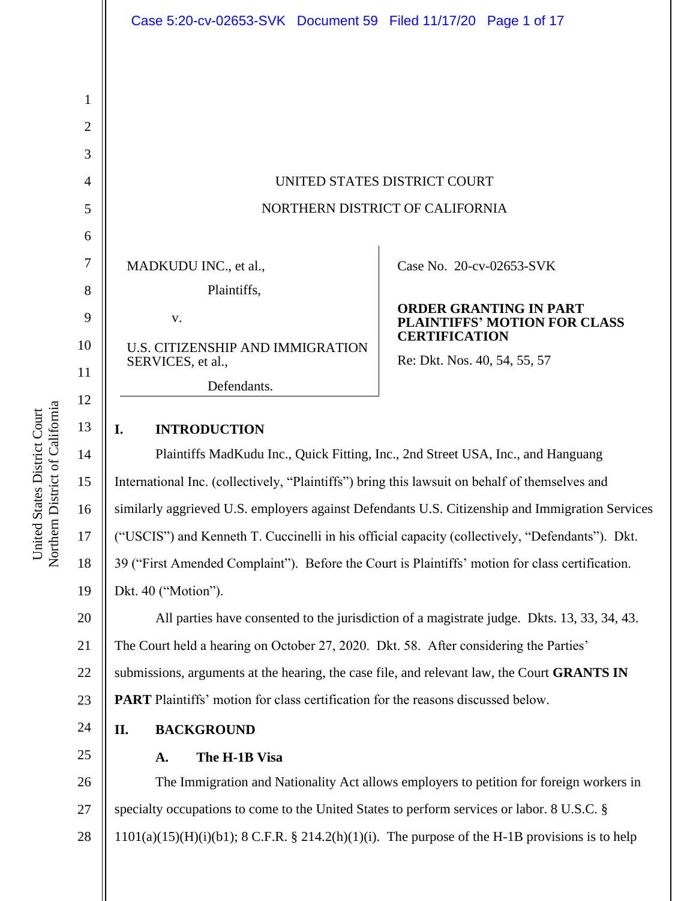UNITED STATES DISTRICT COURT

NORTHERN DISTRICT OF CALIFORNIA

MADKUDU INC., et al.,

Plaintiffs,

v.

U.S. CITIZENSHIP AND IMMIGRATION SERVICES, et al.,

Defendants.

Case No. 20-cv-02653-SVK

**ORDER GRANTING IN PART PLAINTIFFS' MOTION FOR CLASS CERTIFICATION**

Re: Dkt. Nos. 40, 54, 55, 57

## I. INTRODUCTION

Plaintiffs MadKudu Inc., Quick Fitting, Inc., 2nd Street USA, Inc., and Hanguang International Inc. (collectively, "Plaintiffs") bring this lawsuit on behalf of themselves and similarly aggrieved U.S. employers against Defendants U.S. Citizenship and Immigration Services ("USCIS") and Kenneth T. Cuccinelli in his official capacity (collectively, "Defendants"). Dkt. 39 ("First Amended Complaint"). Before the Court is Plaintiffs' motion for class certification. Dkt. 40 ("Motion").

All parties have consented to the jurisdiction of a magistrate judge. Dkts. 13, 33, 34, 43. The Court held a hearing on October 27, 2020. Dkt. 58. After considering the Parties' submissions, arguments at the hearing, the case file, and relevant law, the Court **GRANTS IN PART** Plaintiffs' motion for class certification for the reasons discussed below.

## II. BACKGROUND

### A. The H-1B Visa

The Immigration and Nationality Act allows employers to petition for foreign workers in specialty occupations to come to the United States to perform services or labor. 8 U.S.C. § 1101(a)(15)(H)(i)(b1); 8 C.F.R. § 214.2(h)(1)(i). The purpose of the H-1B provisions is to help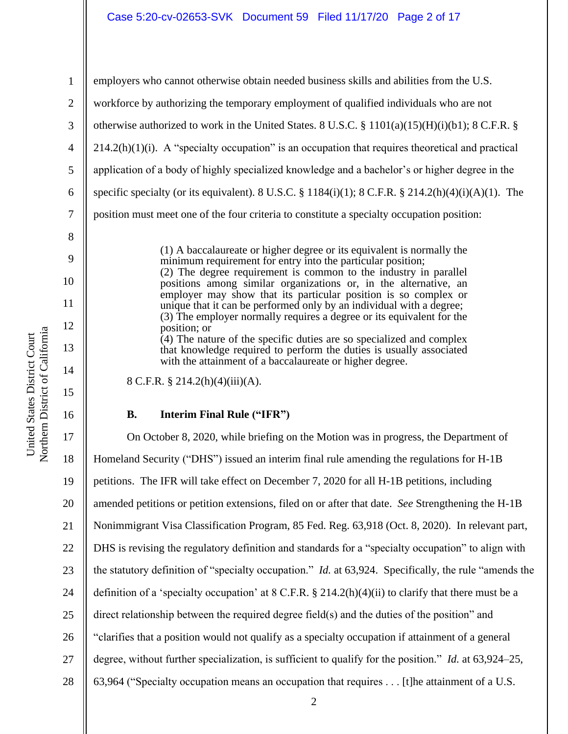employers who cannot otherwise obtain needed business skills and abilities from the U.S. workforce by authorizing the temporary employment of qualified individuals who are not otherwise authorized to work in the United States. 8 U.S.C. § 1101(a)(15)(H)(i)(b1); 8 C.F.R. § 214.2(h)(1)(i). A "specialty occupation" is an occupation that requires theoretical and practical application of a body of highly specialized knowledge and a bachelor's or higher degree in the specific specialty (or its equivalent). 8 U.S.C. § 1184(i)(1); 8 C.F.R. § 214.2(h)(4)(i)(A)(1). The position must meet one of the four criteria to constitute a specialty occupation position:

> (1) A baccalaureate or higher degree or its equivalent is normally the minimum requirement for entry into the particular position;
> (2) The degree requirement is common to the industry in parallel positions among similar organizations or, in the alternative, an employer may show that its particular position is so complex or unique that it can be performed only by an individual with a degree;
> (3) The employer normally requires a degree or its equivalent for the position; or
> (4) The nature of the specific duties are so specialized and complex that knowledge required to perform the duties is usually associated with the attainment of a baccalaureate or higher degree.

8 C.F.R. § 214.2(h)(4)(iii)(A).

### B. Interim Final Rule ("IFR")

On October 8, 2020, while briefing on the Motion was in progress, the Department of Homeland Security ("DHS") issued an interim final rule amending the regulations for H-1B petitions. The IFR will take effect on December 7, 2020 for all H-1B petitions, including amended petitions or petition extensions, filed on or after that date. *See* Strengthening the H-1B Nonimmigrant Visa Classification Program, 85 Fed. Reg. 63,918 (Oct. 8, 2020). In relevant part, DHS is revising the regulatory definition and standards for a "specialty occupation" to align with the statutory definition of "specialty occupation." *Id.* at 63,924. Specifically, the rule "amends the definition of a 'specialty occupation' at 8 C.F.R. § 214.2(h)(4)(ii) to clarify that there must be a direct relationship between the required degree field(s) and the duties of the position" and "clarifies that a position would not qualify as a specialty occupation if attainment of a general degree, without further specialization, is sufficient to qualify for the position." *Id.* at 63,924–25, 63,964 ("Specialty occupation means an occupation that requires . . . [t]he attainment of a U.S.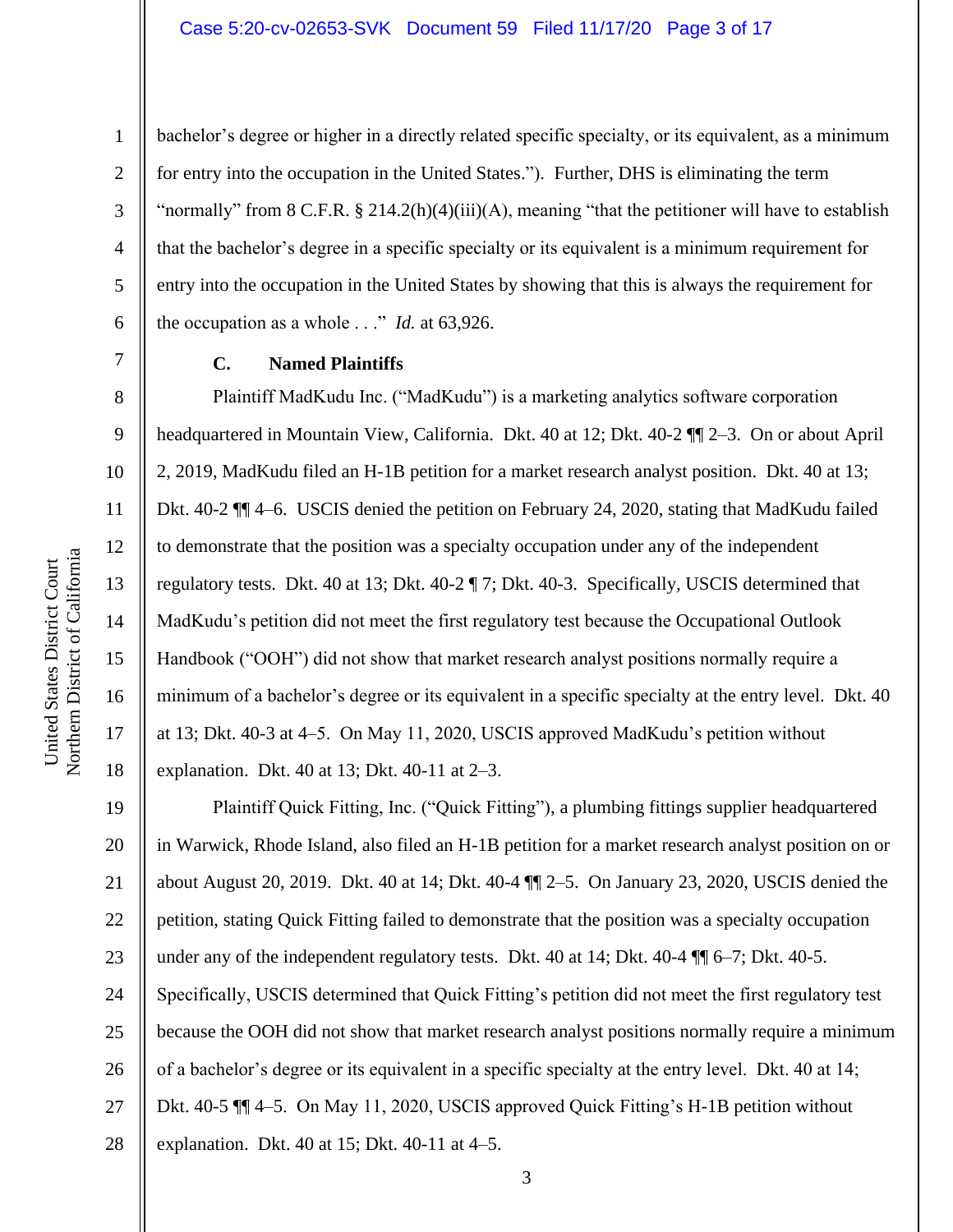bachelor's degree or higher in a directly related specific specialty, or its equivalent, as a minimum for entry into the occupation in the United States."). Further, DHS is eliminating the term "normally" from 8 C.F.R. § 214.2(h)(4)(iii)(A), meaning "that the petitioner will have to establish that the bachelor's degree in a specific specialty or its equivalent is a minimum requirement for entry into the occupation in the United States by showing that this is always the requirement for the occupation as a whole . . ." *Id.* at 63,926.

### C. Named Plaintiffs

Plaintiff MadKudu Inc. ("MadKudu") is a marketing analytics software corporation headquartered in Mountain View, California. Dkt. 40 at 12; Dkt. 40-2 ¶¶ 2–3. On or about April 2, 2019, MadKudu filed an H-1B petition for a market research analyst position. Dkt. 40 at 13; Dkt. 40-2 ¶¶ 4–6. USCIS denied the petition on February 24, 2020, stating that MadKudu failed to demonstrate that the position was a specialty occupation under any of the independent regulatory tests. Dkt. 40 at 13; Dkt. 40-2 ¶ 7; Dkt. 40-3. Specifically, USCIS determined that MadKudu's petition did not meet the first regulatory test because the Occupational Outlook Handbook ("OOH") did not show that market research analyst positions normally require a minimum of a bachelor's degree or its equivalent in a specific specialty at the entry level. Dkt. 40 at 13; Dkt. 40-3 at 4–5. On May 11, 2020, USCIS approved MadKudu's petition without explanation. Dkt. 40 at 13; Dkt. 40-11 at 2–3.

Plaintiff Quick Fitting, Inc. ("Quick Fitting"), a plumbing fittings supplier headquartered in Warwick, Rhode Island, also filed an H-1B petition for a market research analyst position on or about August 20, 2019. Dkt. 40 at 14; Dkt. 40-4 ¶¶ 2–5. On January 23, 2020, USCIS denied the petition, stating Quick Fitting failed to demonstrate that the position was a specialty occupation under any of the independent regulatory tests. Dkt. 40 at 14; Dkt. 40-4 ¶¶ 6–7; Dkt. 40-5. Specifically, USCIS determined that Quick Fitting's petition did not meet the first regulatory test because the OOH did not show that market research analyst positions normally require a minimum of a bachelor's degree or its equivalent in a specific specialty at the entry level. Dkt. 40 at 14; Dkt. 40-5 ¶¶ 4–5. On May 11, 2020, USCIS approved Quick Fitting's H-1B petition without explanation. Dkt. 40 at 15; Dkt. 40-11 at 4–5.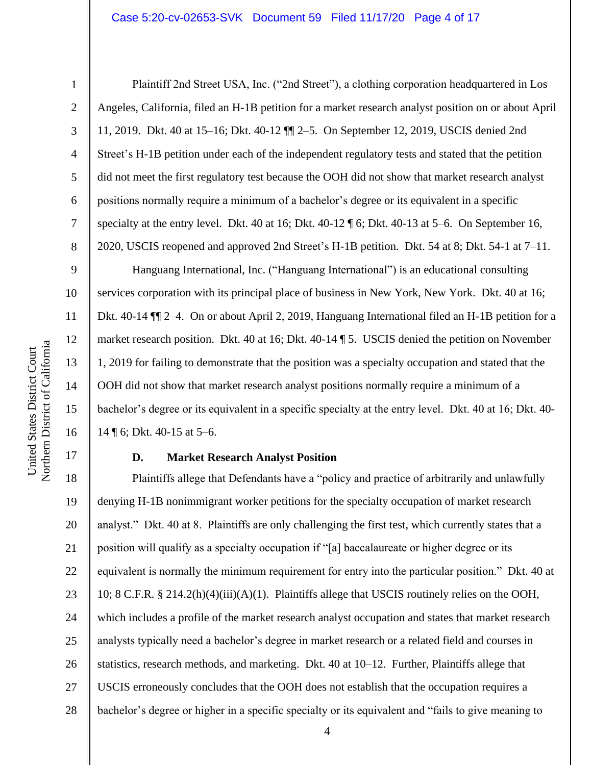Plaintiff 2nd Street USA, Inc. ("2nd Street"), a clothing corporation headquartered in Los Angeles, California, filed an H-1B petition for a market research analyst position on or about April 11, 2019. Dkt. 40 at 15–16; Dkt. 40-12 ¶¶ 2–5. On September 12, 2019, USCIS denied 2nd Street's H-1B petition under each of the independent regulatory tests and stated that the petition did not meet the first regulatory test because the OOH did not show that market research analyst positions normally require a minimum of a bachelor's degree or its equivalent in a specific specialty at the entry level. Dkt. 40 at 16; Dkt. 40-12 ¶ 6; Dkt. 40-13 at 5–6. On September 16, 2020, USCIS reopened and approved 2nd Street's H-1B petition. Dkt. 54 at 8; Dkt. 54-1 at 7–11.

Hanguang International, Inc. ("Hanguang International") is an educational consulting services corporation with its principal place of business in New York, New York. Dkt. 40 at 16; Dkt. 40-14 ¶¶ 2–4. On or about April 2, 2019, Hanguang International filed an H-1B petition for a market research position. Dkt. 40 at 16; Dkt. 40-14 ¶ 5. USCIS denied the petition on November 1, 2019 for failing to demonstrate that the position was a specialty occupation and stated that the OOH did not show that market research analyst positions normally require a minimum of a bachelor's degree or its equivalent in a specific specialty at the entry level. Dkt. 40 at 16; Dkt. 40-14 ¶ 6; Dkt. 40-15 at 5–6.

### D. Market Research Analyst Position

Plaintiffs allege that Defendants have a "policy and practice of arbitrarily and unlawfully denying H-1B nonimmigrant worker petitions for the specialty occupation of market research analyst." Dkt. 40 at 8. Plaintiffs are only challenging the first test, which currently states that a position will qualify as a specialty occupation if "[a] baccalaureate or higher degree or its equivalent is normally the minimum requirement for entry into the particular position." Dkt. 40 at 10; 8 C.F.R. § 214.2(h)(4)(iii)(A)(1). Plaintiffs allege that USCIS routinely relies on the OOH, which includes a profile of the market research analyst occupation and states that market research analysts typically need a bachelor's degree in market research or a related field and courses in statistics, research methods, and marketing. Dkt. 40 at 10–12. Further, Plaintiffs allege that USCIS erroneously concludes that the OOH does not establish that the occupation requires a bachelor's degree or higher in a specific specialty or its equivalent and "fails to give meaning to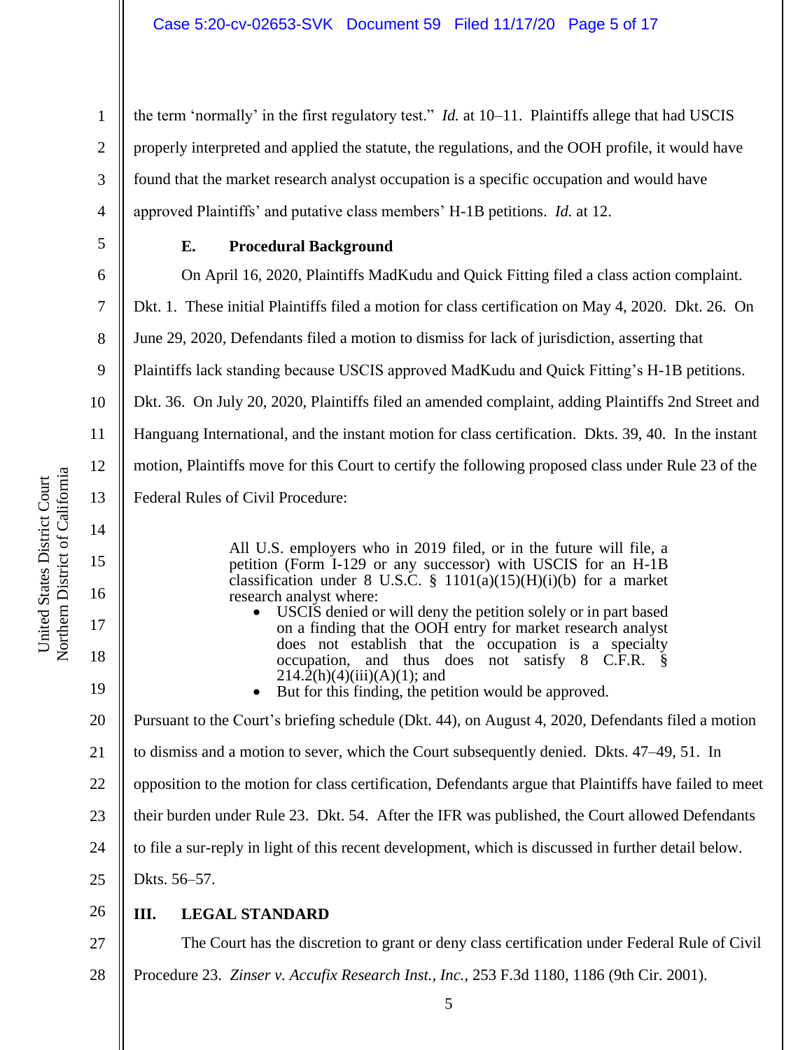the term 'normally' in the first regulatory test." *Id.* at 10–11. Plaintiffs allege that had USCIS properly interpreted and applied the statute, the regulations, and the OOH profile, it would have found that the market research analyst occupation is a specific occupation and would have approved Plaintiffs' and putative class members' H-1B petitions. *Id.* at 12.

### E. Procedural Background

On April 16, 2020, Plaintiffs MadKudu and Quick Fitting filed a class action complaint. Dkt. 1. These initial Plaintiffs filed a motion for class certification on May 4, 2020. Dkt. 26. On June 29, 2020, Defendants filed a motion to dismiss for lack of jurisdiction, asserting that Plaintiffs lack standing because USCIS approved MadKudu and Quick Fitting's H-1B petitions. Dkt. 36. On July 20, 2020, Plaintiffs filed an amended complaint, adding Plaintiffs 2nd Street and Hanguang International, and the instant motion for class certification. Dkts. 39, 40. In the instant motion, Plaintiffs move for this Court to certify the following proposed class under Rule 23 of the Federal Rules of Civil Procedure:

> All U.S. employers who in 2019 filed, or in the future will file, a petition (Form I-129 or any successor) with USCIS for an H-1B classification under 8 U.S.C. § 1101(a)(15)(H)(i)(b) for a market research analyst where:
> - USCIS denied or will deny the petition solely or in part based on a finding that the OOH entry for market research analyst does not establish that the occupation is a specialty occupation, and thus does not satisfy 8 C.F.R. § 214.2(h)(4)(iii)(A)(1); and
> - But for this finding, the petition would be approved.

Pursuant to the Court's briefing schedule (Dkt. 44), on August 4, 2020, Defendants filed a motion to dismiss and a motion to sever, which the Court subsequently denied. Dkts. 47–49, 51. In opposition to the motion for class certification, Defendants argue that Plaintiffs have failed to meet their burden under Rule 23. Dkt. 54. After the IFR was published, the Court allowed Defendants to file a sur-reply in light of this recent development, which is discussed in further detail below. Dkts. 56–57.

## III. LEGAL STANDARD

The Court has the discretion to grant or deny class certification under Federal Rule of Civil Procedure 23. *Zinser v. Accufix Research Inst., Inc.*, 253 F.3d 1180, 1186 (9th Cir. 2001).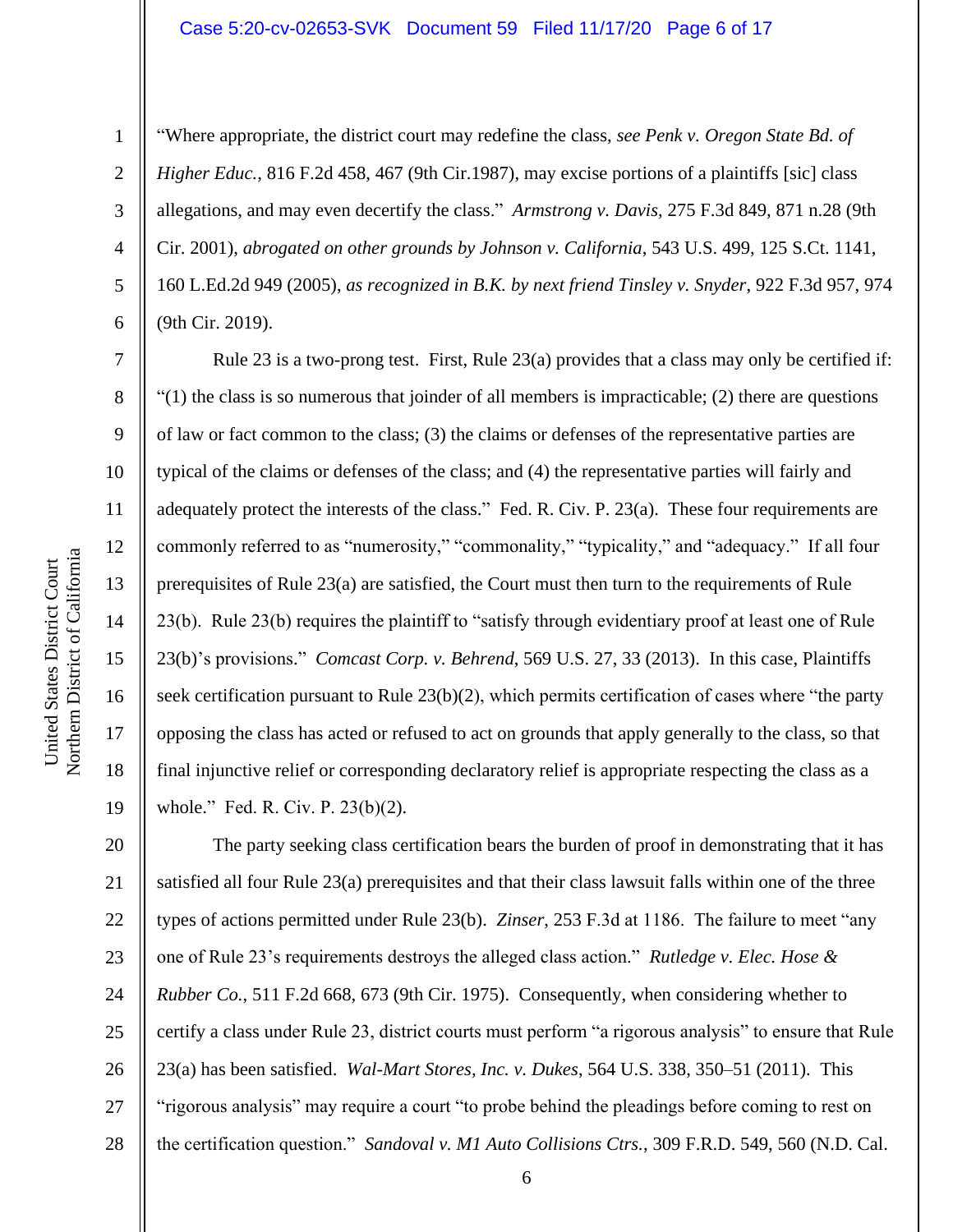"Where appropriate, the district court may redefine the class, *see Penk v. Oregon State Bd. of Higher Educ.*, 816 F.2d 458, 467 (9th Cir.1987), may excise portions of a plaintiffs [sic] class allegations, and may even decertify the class." *Armstrong v. Davis*, 275 F.3d 849, 871 n.28 (9th Cir. 2001), *abrogated on other grounds by Johnson v. California*, 543 U.S. 499, 125 S.Ct. 1141, 160 L.Ed.2d 949 (2005), *as recognized in B.K. by next friend Tinsley v. Snyder*, 922 F.3d 957, 974 (9th Cir. 2019).

Rule 23 is a two-prong test. First, Rule 23(a) provides that a class may only be certified if: "(1) the class is so numerous that joinder of all members is impracticable; (2) there are questions of law or fact common to the class; (3) the claims or defenses of the representative parties are typical of the claims or defenses of the class; and (4) the representative parties will fairly and adequately protect the interests of the class." Fed. R. Civ. P. 23(a). These four requirements are commonly referred to as "numerosity," "commonality," "typicality," and "adequacy." If all four prerequisites of Rule 23(a) are satisfied, the Court must then turn to the requirements of Rule 23(b). Rule 23(b) requires the plaintiff to "satisfy through evidentiary proof at least one of Rule 23(b)'s provisions." *Comcast Corp. v. Behrend*, 569 U.S. 27, 33 (2013). In this case, Plaintiffs seek certification pursuant to Rule 23(b)(2), which permits certification of cases where "the party opposing the class has acted or refused to act on grounds that apply generally to the class, so that final injunctive relief or corresponding declaratory relief is appropriate respecting the class as a whole." Fed. R. Civ. P. 23(b)(2).

The party seeking class certification bears the burden of proof in demonstrating that it has satisfied all four Rule 23(a) prerequisites and that their class lawsuit falls within one of the three types of actions permitted under Rule 23(b). *Zinser*, 253 F.3d at 1186. The failure to meet "any one of Rule 23's requirements destroys the alleged class action." *Rutledge v. Elec. Hose & Rubber Co.*, 511 F.2d 668, 673 (9th Cir. 1975). Consequently, when considering whether to certify a class under Rule 23, district courts must perform "a rigorous analysis" to ensure that Rule 23(a) has been satisfied. *Wal-Mart Stores, Inc. v. Dukes*, 564 U.S. 338, 350–51 (2011). This "rigorous analysis" may require a court "to probe behind the pleadings before coming to rest on the certification question." *Sandoval v. M1 Auto Collisions Ctrs.*, 309 F.R.D. 549, 560 (N.D. Cal.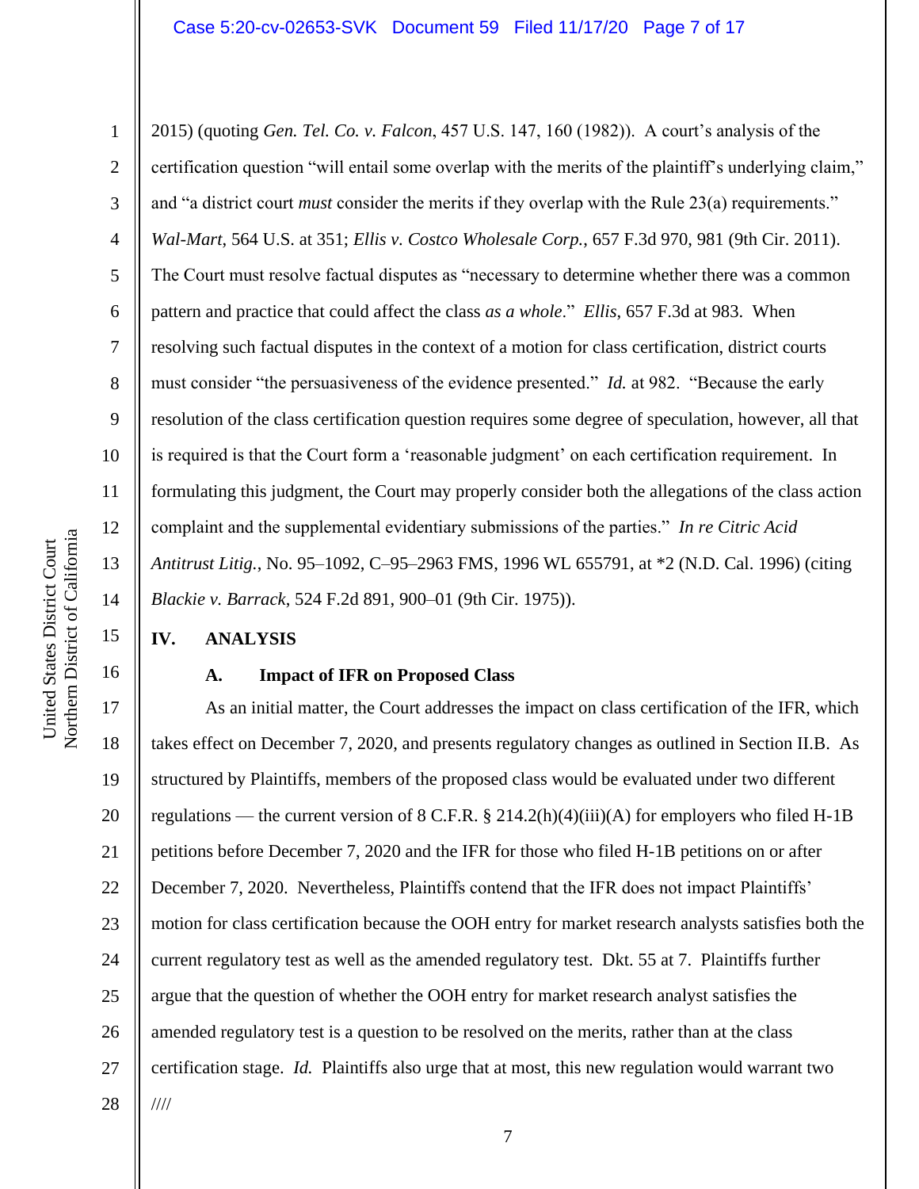2015) (quoting *Gen. Tel. Co. v. Falcon*, 457 U.S. 147, 160 (1982)). A court's analysis of the certification question "will entail some overlap with the merits of the plaintiff's underlying claim," and "a district court *must* consider the merits if they overlap with the Rule 23(a) requirements." *Wal-Mart*, 564 U.S. at 351; *Ellis v. Costco Wholesale Corp.*, 657 F.3d 970, 981 (9th Cir. 2011). The Court must resolve factual disputes as "necessary to determine whether there was a common pattern and practice that could affect the class *as a whole*." *Ellis*, 657 F.3d at 983. When resolving such factual disputes in the context of a motion for class certification, district courts must consider "the persuasiveness of the evidence presented." *Id.* at 982. "Because the early resolution of the class certification question requires some degree of speculation, however, all that is required is that the Court form a 'reasonable judgment' on each certification requirement. In formulating this judgment, the Court may properly consider both the allegations of the class action complaint and the supplemental evidentiary submissions of the parties." *In re Citric Acid Antitrust Litig.*, No. 95–1092, C–95–2963 FMS, 1996 WL 655791, at *2 (N.D. Cal. 1996) (citing *Blackie v. Barrack*, 524 F.2d 891, 900–01 (9th Cir. 1975)).

## IV. ANALYSIS

### A. Impact of IFR on Proposed Class

As an initial matter, the Court addresses the impact on class certification of the IFR, which takes effect on December 7, 2020, and presents regulatory changes as outlined in Section II.B. As structured by Plaintiffs, members of the proposed class would be evaluated under two different regulations — the current version of 8 C.F.R. § 214.2(h)(4)(iii)(A) for employers who filed H-1B petitions before December 7, 2020 and the IFR for those who filed H-1B petitions on or after December 7, 2020. Nevertheless, Plaintiffs contend that the IFR does not impact Plaintiffs' motion for class certification because the OOH entry for market research analysts satisfies both the current regulatory test as well as the amended regulatory test. Dkt. 55 at 7. Plaintiffs further argue that the question of whether the OOH entry for market research analyst satisfies the amended regulatory test is a question to be resolved on the merits, rather than at the class certification stage. *Id.* Plaintiffs also urge that at most, this new regulation would warrant two

////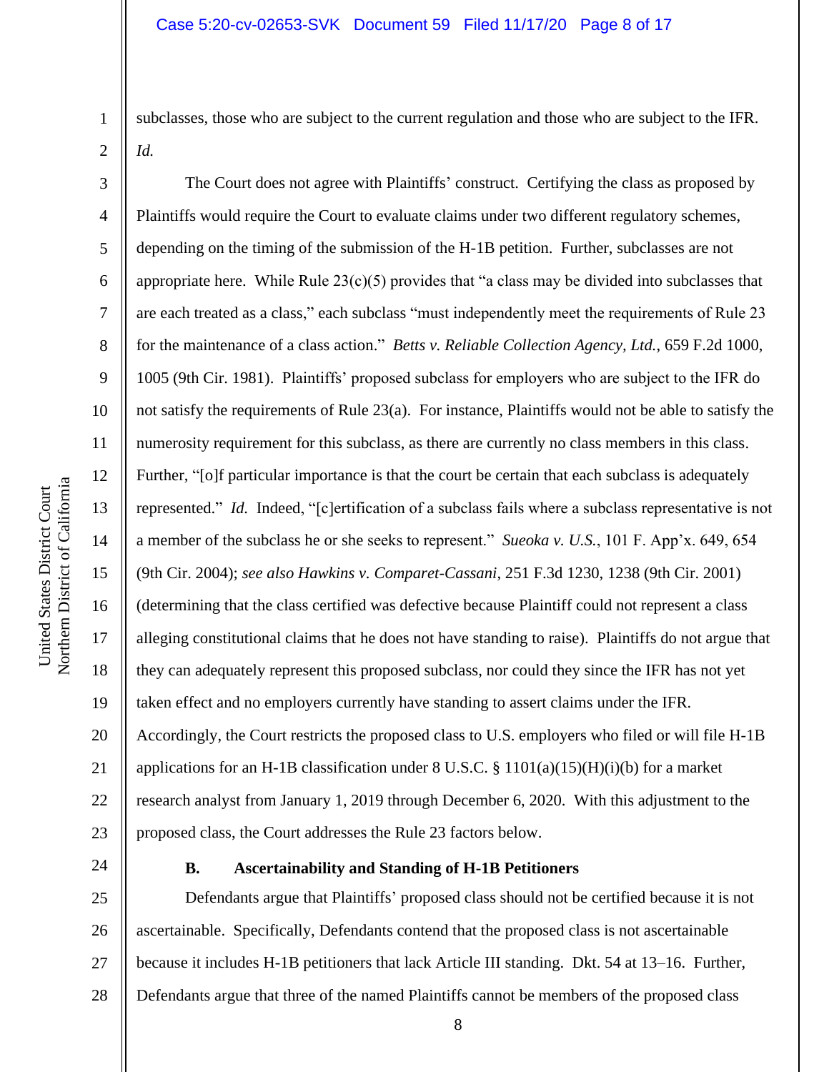subclasses, those who are subject to the current regulation and those who are subject to the IFR. *Id.*

The Court does not agree with Plaintiffs' construct. Certifying the class as proposed by Plaintiffs would require the Court to evaluate claims under two different regulatory schemes, depending on the timing of the submission of the H-1B petition. Further, subclasses are not appropriate here. While Rule 23(c)(5) provides that "a class may be divided into subclasses that are each treated as a class," each subclass "must independently meet the requirements of Rule 23 for the maintenance of a class action." *Betts v. Reliable Collection Agency, Ltd.*, 659 F.2d 1000, 1005 (9th Cir. 1981). Plaintiffs' proposed subclass for employers who are subject to the IFR do not satisfy the requirements of Rule 23(a). For instance, Plaintiffs would not be able to satisfy the numerosity requirement for this subclass, as there are currently no class members in this class. Further, "[o]f particular importance is that the court be certain that each subclass is adequately represented." *Id.* Indeed, "[c]ertification of a subclass fails where a subclass representative is not a member of the subclass he or she seeks to represent." *Sueoka v. U.S.*, 101 F. App'x. 649, 654 (9th Cir. 2004); *see also Hawkins v. Comparet-Cassani*, 251 F.3d 1230, 1238 (9th Cir. 2001) (determining that the class certified was defective because Plaintiff could not represent a class alleging constitutional claims that he does not have standing to raise). Plaintiffs do not argue that they can adequately represent this proposed subclass, nor could they since the IFR has not yet taken effect and no employers currently have standing to assert claims under the IFR. Accordingly, the Court restricts the proposed class to U.S. employers who filed or will file H-1B applications for an H-1B classification under 8 U.S.C. § 1101(a)(15)(H)(i)(b) for a market research analyst from January 1, 2019 through December 6, 2020. With this adjustment to the proposed class, the Court addresses the Rule 23 factors below.

### B. Ascertainability and Standing of H-1B Petitioners

Defendants argue that Plaintiffs' proposed class should not be certified because it is not ascertainable. Specifically, Defendants contend that the proposed class is not ascertainable because it includes H-1B petitioners that lack Article III standing. Dkt. 54 at 13–16. Further, Defendants argue that three of the named Plaintiffs cannot be members of the proposed class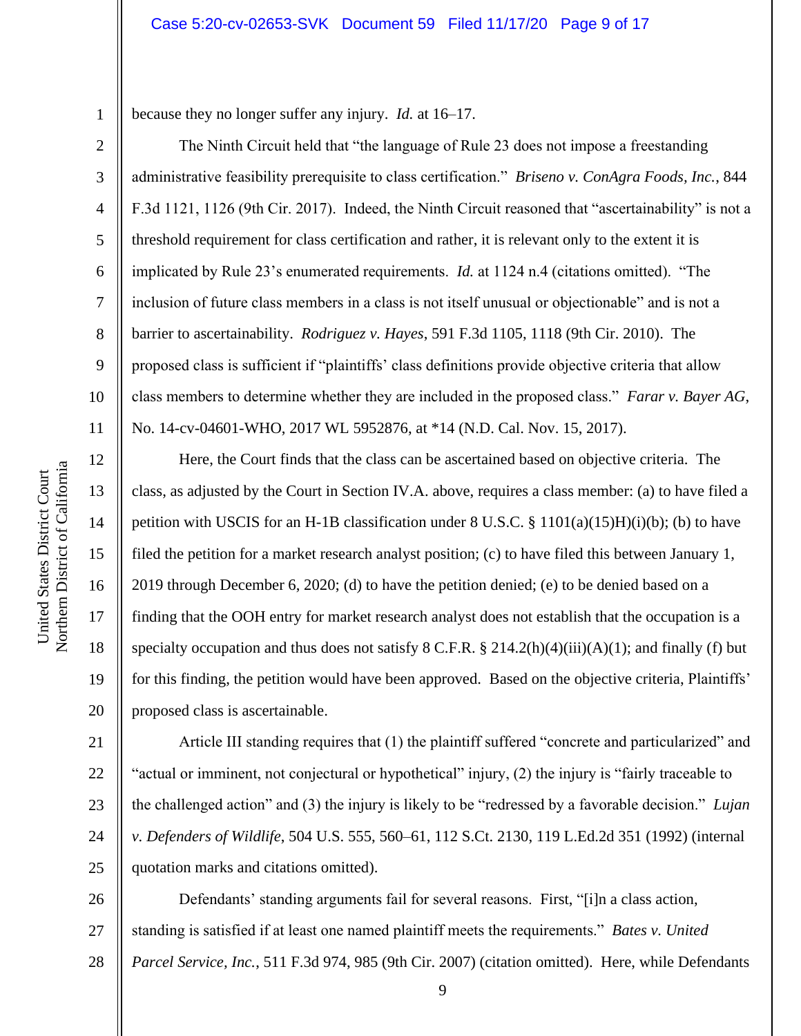because they no longer suffer any injury. *Id.* at 16–17.

The Ninth Circuit held that "the language of Rule 23 does not impose a freestanding administrative feasibility prerequisite to class certification." *Briseno v. ConAgra Foods, Inc.*, 844 F.3d 1121, 1126 (9th Cir. 2017). Indeed, the Ninth Circuit reasoned that "ascertainability" is not a threshold requirement for class certification and rather, it is relevant only to the extent it is implicated by Rule 23's enumerated requirements. *Id.* at 1124 n.4 (citations omitted). "The inclusion of future class members in a class is not itself unusual or objectionable" and is not a barrier to ascertainability. *Rodriguez v. Hayes*, 591 F.3d 1105, 1118 (9th Cir. 2010). The proposed class is sufficient if "plaintiffs' class definitions provide objective criteria that allow class members to determine whether they are included in the proposed class." *Farar v. Bayer AG*, No. 14-cv-04601-WHO, 2017 WL 5952876, at *14 (N.D. Cal. Nov. 15, 2017).

Here, the Court finds that the class can be ascertained based on objective criteria. The class, as adjusted by the Court in Section IV.A. above, requires a class member: (a) to have filed a petition with USCIS for an H-1B classification under 8 U.S.C. § 1101(a)(15)H)(i)(b); (b) to have filed the petition for a market research analyst position; (c) to have filed this between January 1, 2019 through December 6, 2020; (d) to have the petition denied; (e) to be denied based on a finding that the OOH entry for market research analyst does not establish that the occupation is a specialty occupation and thus does not satisfy 8 C.F.R. § 214.2(h)(4)(iii)(A)(1); and finally (f) but for this finding, the petition would have been approved. Based on the objective criteria, Plaintiffs' proposed class is ascertainable.

Article III standing requires that (1) the plaintiff suffered "concrete and particularized" and "actual or imminent, not conjectural or hypothetical" injury, (2) the injury is "fairly traceable to the challenged action" and (3) the injury is likely to be "redressed by a favorable decision." *Lujan v. Defenders of Wildlife*, 504 U.S. 555, 560–61, 112 S.Ct. 2130, 119 L.Ed.2d 351 (1992) (internal quotation marks and citations omitted).

Defendants' standing arguments fail for several reasons. First, "[i]n a class action, standing is satisfied if at least one named plaintiff meets the requirements." *Bates v. United Parcel Service, Inc.*, 511 F.3d 974, 985 (9th Cir. 2007) (citation omitted). Here, while Defendants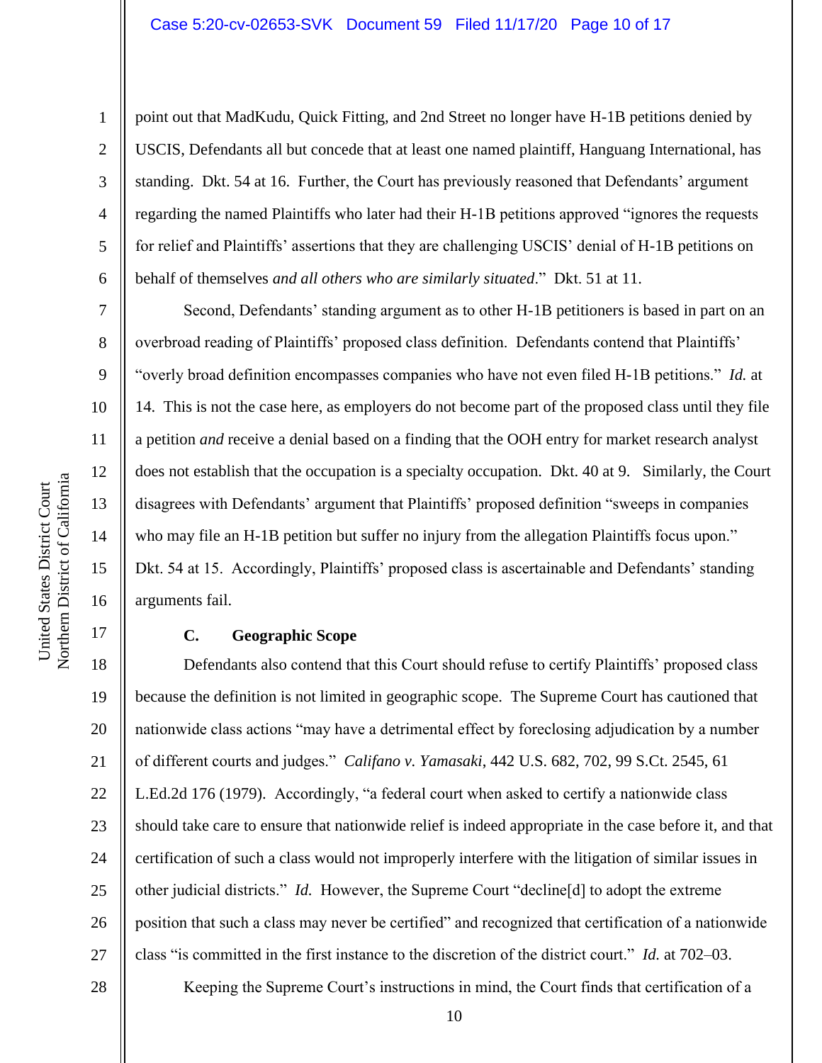point out that MadKudu, Quick Fitting, and 2nd Street no longer have H-1B petitions denied by USCIS, Defendants all but concede that at least one named plaintiff, Hanguang International, has standing. Dkt. 54 at 16. Further, the Court has previously reasoned that Defendants' argument regarding the named Plaintiffs who later had their H-1B petitions approved "ignores the requests for relief and Plaintiffs' assertions that they are challenging USCIS' denial of H-1B petitions on behalf of themselves *and all others who are similarly situated*." Dkt. 51 at 11.

Second, Defendants' standing argument as to other H-1B petitioners is based in part on an overbroad reading of Plaintiffs' proposed class definition. Defendants contend that Plaintiffs' "overly broad definition encompasses companies who have not even filed H-1B petitions." *Id.* at 14. This is not the case here, as employers do not become part of the proposed class until they file a petition *and* receive a denial based on a finding that the OOH entry for market research analyst does not establish that the occupation is a specialty occupation. Dkt. 40 at 9. Similarly, the Court disagrees with Defendants' argument that Plaintiffs' proposed definition "sweeps in companies who may file an H-1B petition but suffer no injury from the allegation Plaintiffs focus upon." Dkt. 54 at 15. Accordingly, Plaintiffs' proposed class is ascertainable and Defendants' standing arguments fail.

### C. Geographic Scope

Defendants also contend that this Court should refuse to certify Plaintiffs' proposed class because the definition is not limited in geographic scope. The Supreme Court has cautioned that nationwide class actions "may have a detrimental effect by foreclosing adjudication by a number of different courts and judges." *Califano v. Yamasaki*, 442 U.S. 682, 702, 99 S.Ct. 2545, 61 L.Ed.2d 176 (1979). Accordingly, "a federal court when asked to certify a nationwide class should take care to ensure that nationwide relief is indeed appropriate in the case before it, and that certification of such a class would not improperly interfere with the litigation of similar issues in other judicial districts." *Id.* However, the Supreme Court "decline[d] to adopt the extreme position that such a class may never be certified" and recognized that certification of a nationwide class "is committed in the first instance to the discretion of the district court." *Id.* at 702–03.

Keeping the Supreme Court's instructions in mind, the Court finds that certification of a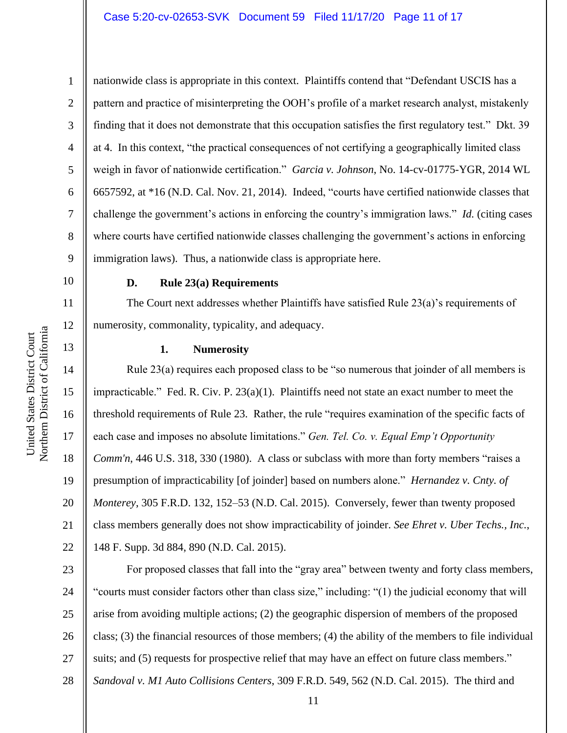nationwide class is appropriate in this context. Plaintiffs contend that "Defendant USCIS has a pattern and practice of misinterpreting the OOH's profile of a market research analyst, mistakenly finding that it does not demonstrate that this occupation satisfies the first regulatory test." Dkt. 39 at 4. In this context, "the practical consequences of not certifying a geographically limited class weigh in favor of nationwide certification." *Garcia v. Johnson*, No. 14-cv-01775-YGR, 2014 WL 6657592, at *16 (N.D. Cal. Nov. 21, 2014). Indeed, "courts have certified nationwide classes that challenge the government's actions in enforcing the country's immigration laws." *Id.* (citing cases where courts have certified nationwide classes challenging the government's actions in enforcing immigration laws). Thus, a nationwide class is appropriate here.

### D. Rule 23(a) Requirements

The Court next addresses whether Plaintiffs have satisfied Rule 23(a)'s requirements of numerosity, commonality, typicality, and adequacy.

#### 1. Numerosity

Rule 23(a) requires each proposed class to be "so numerous that joinder of all members is impracticable." Fed. R. Civ. P. 23(a)(1). Plaintiffs need not state an exact number to meet the threshold requirements of Rule 23. Rather, the rule "requires examination of the specific facts of each case and imposes no absolute limitations." *Gen. Tel. Co. v. Equal Emp't Opportunity Comm'n*, 446 U.S. 318, 330 (1980). A class or subclass with more than forty members "raises a presumption of impracticability [of joinder] based on numbers alone." *Hernandez v. Cnty. of Monterey*, 305 F.R.D. 132, 152–53 (N.D. Cal. 2015). Conversely, fewer than twenty proposed class members generally does not show impracticability of joinder. *See Ehret v. Uber Techs., Inc.*, 148 F. Supp. 3d 884, 890 (N.D. Cal. 2015).

For proposed classes that fall into the "gray area" between twenty and forty class members, "courts must consider factors other than class size," including: "(1) the judicial economy that will arise from avoiding multiple actions; (2) the geographic dispersion of members of the proposed class; (3) the financial resources of those members; (4) the ability of the members to file individual suits; and (5) requests for prospective relief that may have an effect on future class members." *Sandoval v. M1 Auto Collisions Centers*, 309 F.R.D. 549, 562 (N.D. Cal. 2015). The third and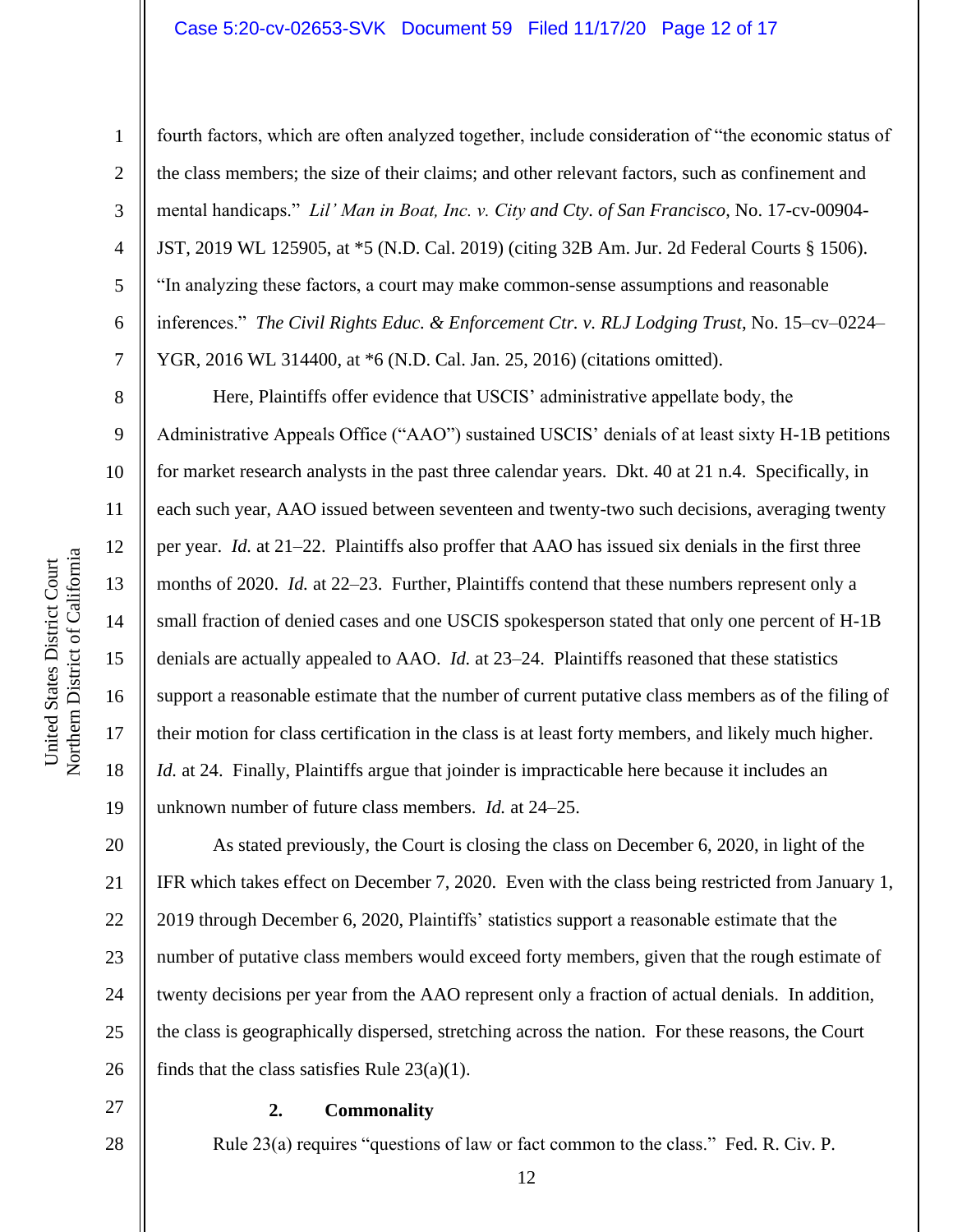fourth factors, which are often analyzed together, include consideration of "the economic status of the class members; the size of their claims; and other relevant factors, such as confinement and mental handicaps." *Lil' Man in Boat, Inc. v. City and Cty. of San Francisco*, No. 17-cv-00904-JST, 2019 WL 125905, at *5 (N.D. Cal. 2019) (citing 32B Am. Jur. 2d Federal Courts § 1506). "In analyzing these factors, a court may make common-sense assumptions and reasonable inferences." *The Civil Rights Educ. & Enforcement Ctr. v. RLJ Lodging Trust*, No. 15–cv–0224–YGR, 2016 WL 314400, at *6 (N.D. Cal. Jan. 25, 2016) (citations omitted).

Here, Plaintiffs offer evidence that USCIS' administrative appellate body, the Administrative Appeals Office ("AAO") sustained USCIS' denials of at least sixty H-1B petitions for market research analysts in the past three calendar years. Dkt. 40 at 21 n.4. Specifically, in each such year, AAO issued between seventeen and twenty-two such decisions, averaging twenty per year. *Id.* at 21–22. Plaintiffs also proffer that AAO has issued six denials in the first three months of 2020. *Id.* at 22–23. Further, Plaintiffs contend that these numbers represent only a small fraction of denied cases and one USCIS spokesperson stated that only one percent of H-1B denials are actually appealed to AAO. *Id.* at 23–24. Plaintiffs reasoned that these statistics support a reasonable estimate that the number of current putative class members as of the filing of their motion for class certification in the class is at least forty members, and likely much higher. *Id.* at 24. Finally, Plaintiffs argue that joinder is impracticable here because it includes an unknown number of future class members. *Id.* at 24–25.

As stated previously, the Court is closing the class on December 6, 2020, in light of the IFR which takes effect on December 7, 2020. Even with the class being restricted from January 1, 2019 through December 6, 2020, Plaintiffs' statistics support a reasonable estimate that the number of putative class members would exceed forty members, given that the rough estimate of twenty decisions per year from the AAO represent only a fraction of actual denials. In addition, the class is geographically dispersed, stretching across the nation. For these reasons, the Court finds that the class satisfies Rule 23(a)(1).

**2. Commonality**

Rule 23(a) requires "questions of law or fact common to the class." Fed. R. Civ. P.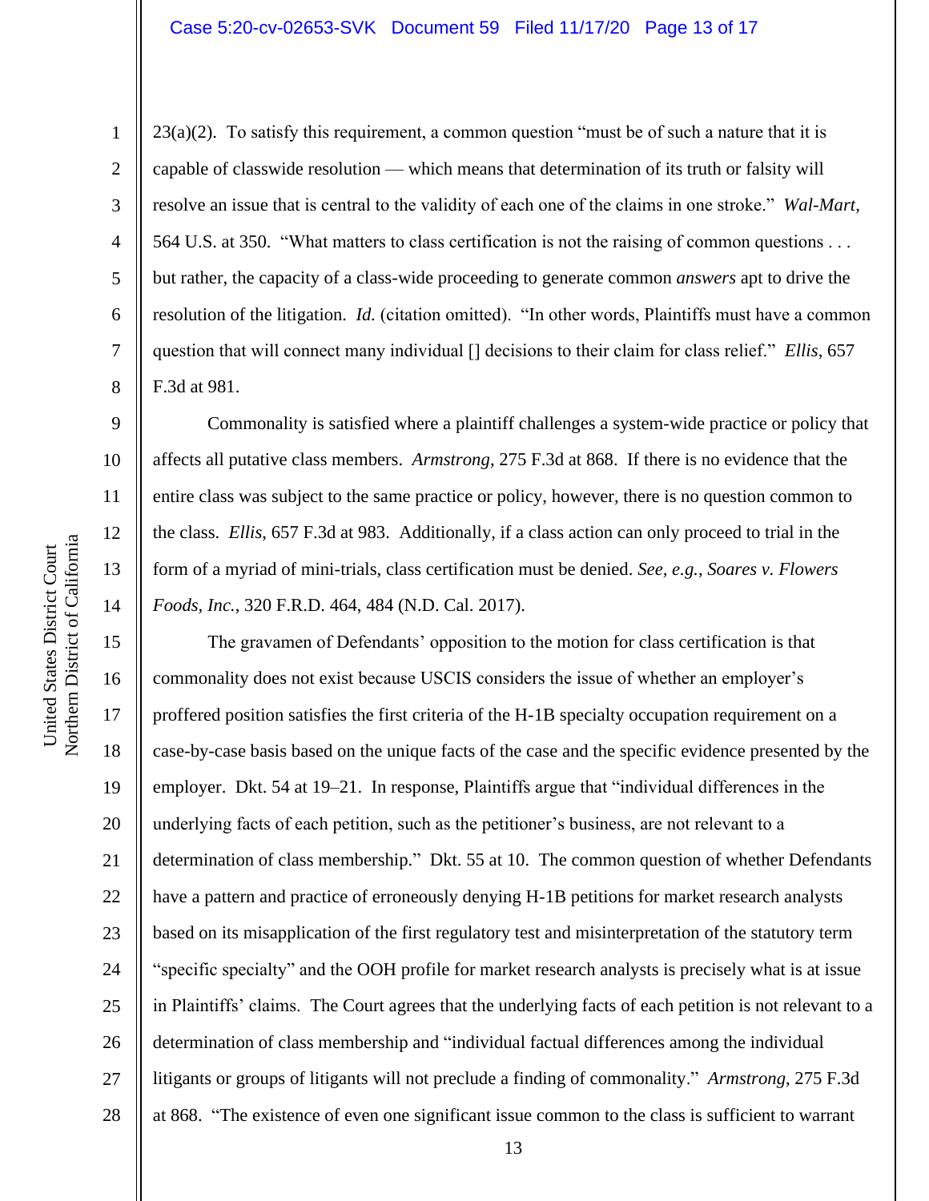23(a)(2). To satisfy this requirement, a common question "must be of such a nature that it is capable of classwide resolution — which means that determination of its truth or falsity will resolve an issue that is central to the validity of each one of the claims in one stroke." *Wal-Mart*, 564 U.S. at 350. "What matters to class certification is not the raising of common questions . . . but rather, the capacity of a class-wide proceeding to generate common *answers* apt to drive the resolution of the litigation. *Id.* (citation omitted). "In other words, Plaintiffs must have a common question that will connect many individual [] decisions to their claim for class relief." *Ellis*, 657 F.3d at 981.

Commonality is satisfied where a plaintiff challenges a system-wide practice or policy that affects all putative class members. *Armstrong*, 275 F.3d at 868. If there is no evidence that the entire class was subject to the same practice or policy, however, there is no question common to the class. *Ellis*, 657 F.3d at 983. Additionally, if a class action can only proceed to trial in the form of a myriad of mini-trials, class certification must be denied. *See, e.g.*, *Soares v. Flowers Foods, Inc.*, 320 F.R.D. 464, 484 (N.D. Cal. 2017).

The gravamen of Defendants' opposition to the motion for class certification is that commonality does not exist because USCIS considers the issue of whether an employer's proffered position satisfies the first criteria of the H-1B specialty occupation requirement on a case-by-case basis based on the unique facts of the case and the specific evidence presented by the employer. Dkt. 54 at 19–21. In response, Plaintiffs argue that "individual differences in the underlying facts of each petition, such as the petitioner's business, are not relevant to a determination of class membership." Dkt. 55 at 10. The common question of whether Defendants have a pattern and practice of erroneously denying H-1B petitions for market research analysts based on its misapplication of the first regulatory test and misinterpretation of the statutory term "specific specialty" and the OOH profile for market research analysts is precisely what is at issue in Plaintiffs' claims. The Court agrees that the underlying facts of each petition is not relevant to a determination of class membership and "individual factual differences among the individual litigants or groups of litigants will not preclude a finding of commonality." *Armstrong*, 275 F.3d at 868. "The existence of even one significant issue common to the class is sufficient to warrant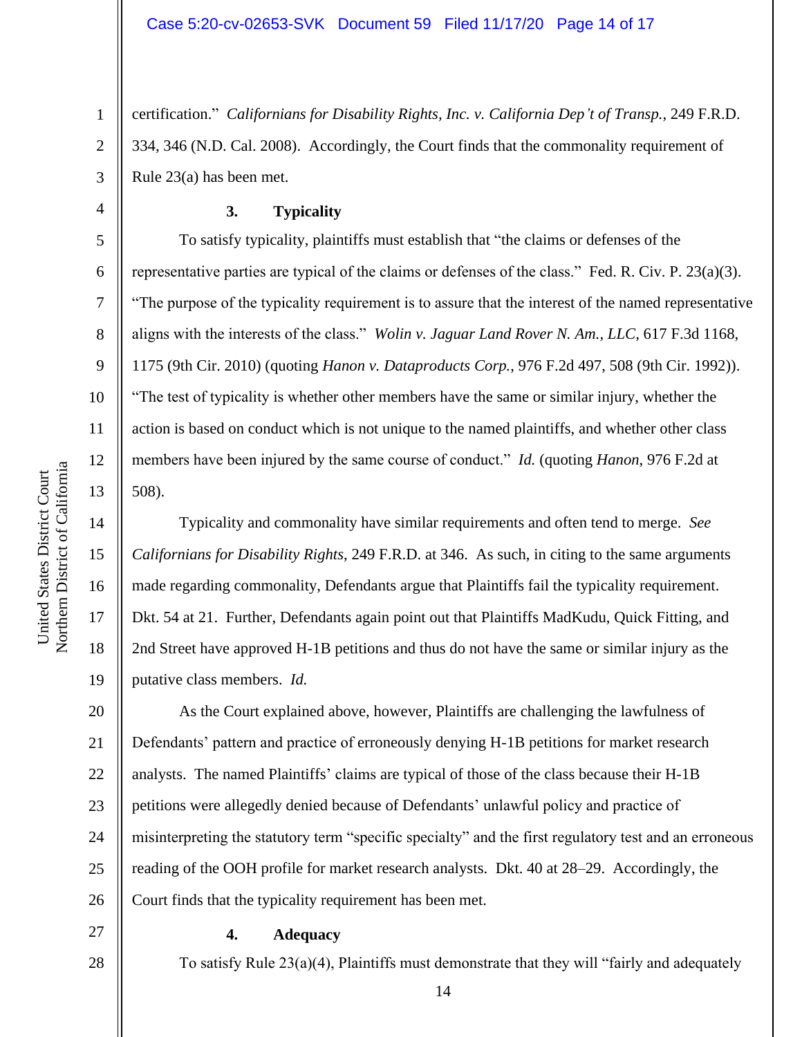certification." *Californians for Disability Rights, Inc. v. California Dep't of Transp.*, 249 F.R.D. 334, 346 (N.D. Cal. 2008). Accordingly, the Court finds that the commonality requirement of Rule 23(a) has been met.

**3. Typicality**

To satisfy typicality, plaintiffs must establish that "the claims or defenses of the representative parties are typical of the claims or defenses of the class." Fed. R. Civ. P. 23(a)(3). "The purpose of the typicality requirement is to assure that the interest of the named representative aligns with the interests of the class." *Wolin v. Jaguar Land Rover N. Am., LLC*, 617 F.3d 1168, 1175 (9th Cir. 2010) (quoting *Hanon v. Dataproducts Corp.*, 976 F.2d 497, 508 (9th Cir. 1992)). "The test of typicality is whether other members have the same or similar injury, whether the action is based on conduct which is not unique to the named plaintiffs, and whether other class members have been injured by the same course of conduct." *Id.* (quoting *Hanon*, 976 F.2d at 508).

Typicality and commonality have similar requirements and often tend to merge. *See Californians for Disability Rights*, 249 F.R.D. at 346. As such, in citing to the same arguments made regarding commonality, Defendants argue that Plaintiffs fail the typicality requirement. Dkt. 54 at 21. Further, Defendants again point out that Plaintiffs MadKudu, Quick Fitting, and 2nd Street have approved H-1B petitions and thus do not have the same or similar injury as the putative class members. *Id.*

As the Court explained above, however, Plaintiffs are challenging the lawfulness of Defendants' pattern and practice of erroneously denying H-1B petitions for market research analysts. The named Plaintiffs' claims are typical of those of the class because their H-1B petitions were allegedly denied because of Defendants' unlawful policy and practice of misinterpreting the statutory term "specific specialty" and the first regulatory test and an erroneous reading of the OOH profile for market research analysts. Dkt. 40 at 28–29. Accordingly, the Court finds that the typicality requirement has been met.

**4. Adequacy**

To satisfy Rule 23(a)(4), Plaintiffs must demonstrate that they will "fairly and adequately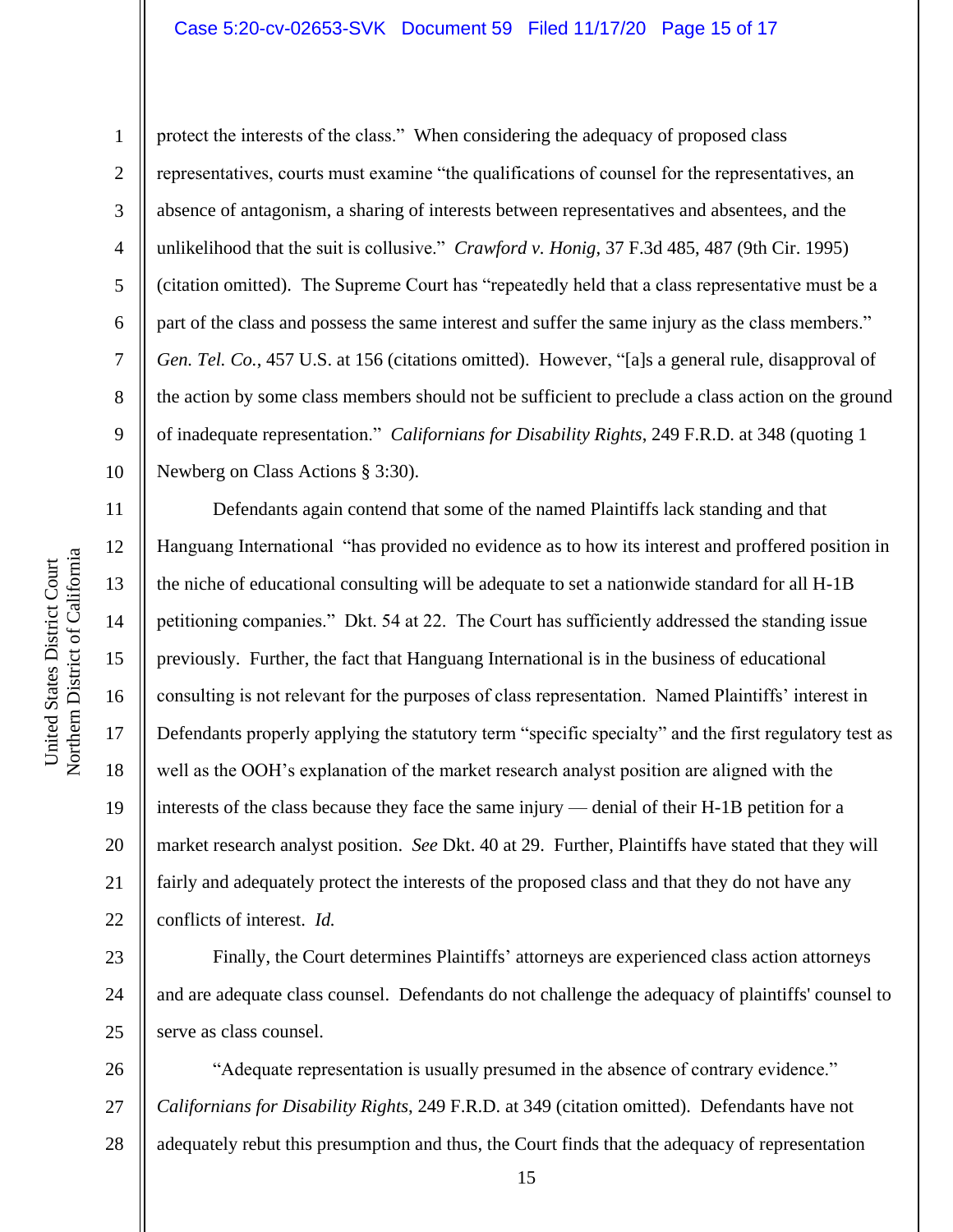protect the interests of the class." When considering the adequacy of proposed class representatives, courts must examine "the qualifications of counsel for the representatives, an absence of antagonism, a sharing of interests between representatives and absentees, and the unlikelihood that the suit is collusive." *Crawford v. Honig*, 37 F.3d 485, 487 (9th Cir. 1995) (citation omitted). The Supreme Court has "repeatedly held that a class representative must be a part of the class and possess the same interest and suffer the same injury as the class members." *Gen. Tel. Co.*, 457 U.S. at 156 (citations omitted). However, "[a]s a general rule, disapproval of the action by some class members should not be sufficient to preclude a class action on the ground of inadequate representation." *Californians for Disability Rights*, 249 F.R.D. at 348 (quoting 1 Newberg on Class Actions § 3:30).

Defendants again contend that some of the named Plaintiffs lack standing and that Hanguang International "has provided no evidence as to how its interest and proffered position in the niche of educational consulting will be adequate to set a nationwide standard for all H-1B petitioning companies." Dkt. 54 at 22. The Court has sufficiently addressed the standing issue previously. Further, the fact that Hanguang International is in the business of educational consulting is not relevant for the purposes of class representation. Named Plaintiffs' interest in Defendants properly applying the statutory term "specific specialty" and the first regulatory test as well as the OOH's explanation of the market research analyst position are aligned with the interests of the class because they face the same injury — denial of their H-1B petition for a market research analyst position. *See* Dkt. 40 at 29. Further, Plaintiffs have stated that they will fairly and adequately protect the interests of the proposed class and that they do not have any conflicts of interest. *Id.*

Finally, the Court determines Plaintiffs' attorneys are experienced class action attorneys and are adequate class counsel. Defendants do not challenge the adequacy of plaintiffs' counsel to serve as class counsel.

"Adequate representation is usually presumed in the absence of contrary evidence." *Californians for Disability Rights*, 249 F.R.D. at 349 (citation omitted). Defendants have not adequately rebut this presumption and thus, the Court finds that the adequacy of representation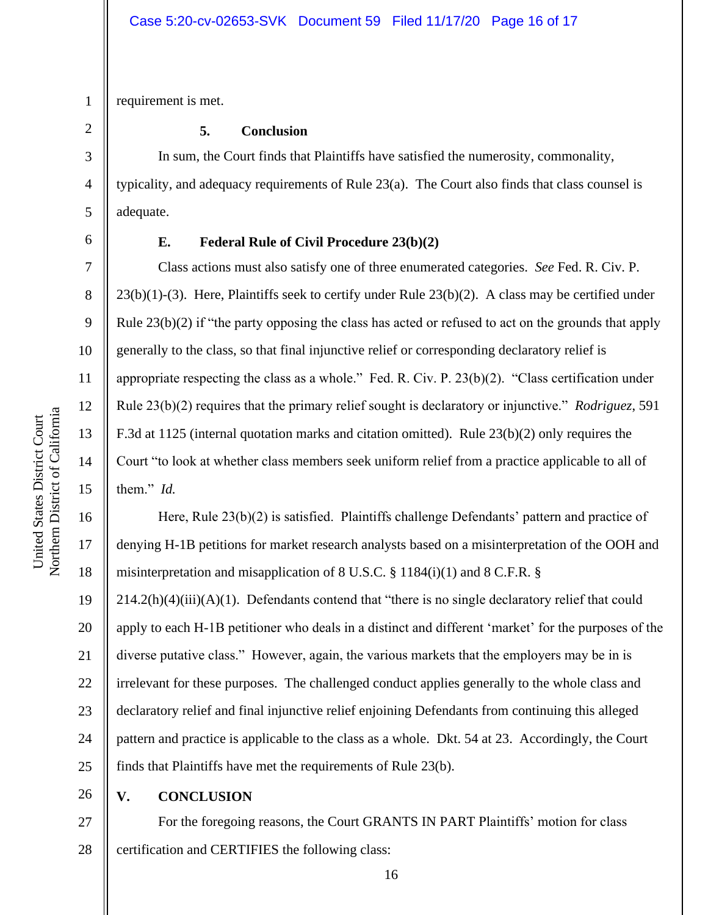requirement is met.

### 5. Conclusion

In sum, the Court finds that Plaintiffs have satisfied the numerosity, commonality, typicality, and adequacy requirements of Rule 23(a). The Court also finds that class counsel is adequate.

### E. Federal Rule of Civil Procedure 23(b)(2)

Class actions must also satisfy one of three enumerated categories. *See* Fed. R. Civ. P. 23(b)(1)-(3). Here, Plaintiffs seek to certify under Rule 23(b)(2). A class may be certified under Rule 23(b)(2) if "the party opposing the class has acted or refused to act on the grounds that apply generally to the class, so that final injunctive relief or corresponding declaratory relief is appropriate respecting the class as a whole." Fed. R. Civ. P. 23(b)(2). "Class certification under Rule 23(b)(2) requires that the primary relief sought is declaratory or injunctive." *Rodriguez*, 591 F.3d at 1125 (internal quotation marks and citation omitted). Rule 23(b)(2) only requires the Court "to look at whether class members seek uniform relief from a practice applicable to all of them." *Id.*

Here, Rule 23(b)(2) is satisfied. Plaintiffs challenge Defendants' pattern and practice of denying H-1B petitions for market research analysts based on a misinterpretation of the OOH and misinterpretation and misapplication of 8 U.S.C. § 1184(i)(1) and 8 C.F.R. § 214.2(h)(4)(iii)(A)(1). Defendants contend that "there is no single declaratory relief that could apply to each H-1B petitioner who deals in a distinct and different 'market' for the purposes of the diverse putative class." However, again, the various markets that the employers may be in is irrelevant for these purposes. The challenged conduct applies generally to the whole class and declaratory relief and final injunctive relief enjoining Defendants from continuing this alleged pattern and practice is applicable to the class as a whole. Dkt. 54 at 23. Accordingly, the Court finds that Plaintiffs have met the requirements of Rule 23(b).

## V. CONCLUSION

For the foregoing reasons, the Court GRANTS IN PART Plaintiffs' motion for class certification and CERTIFIES the following class: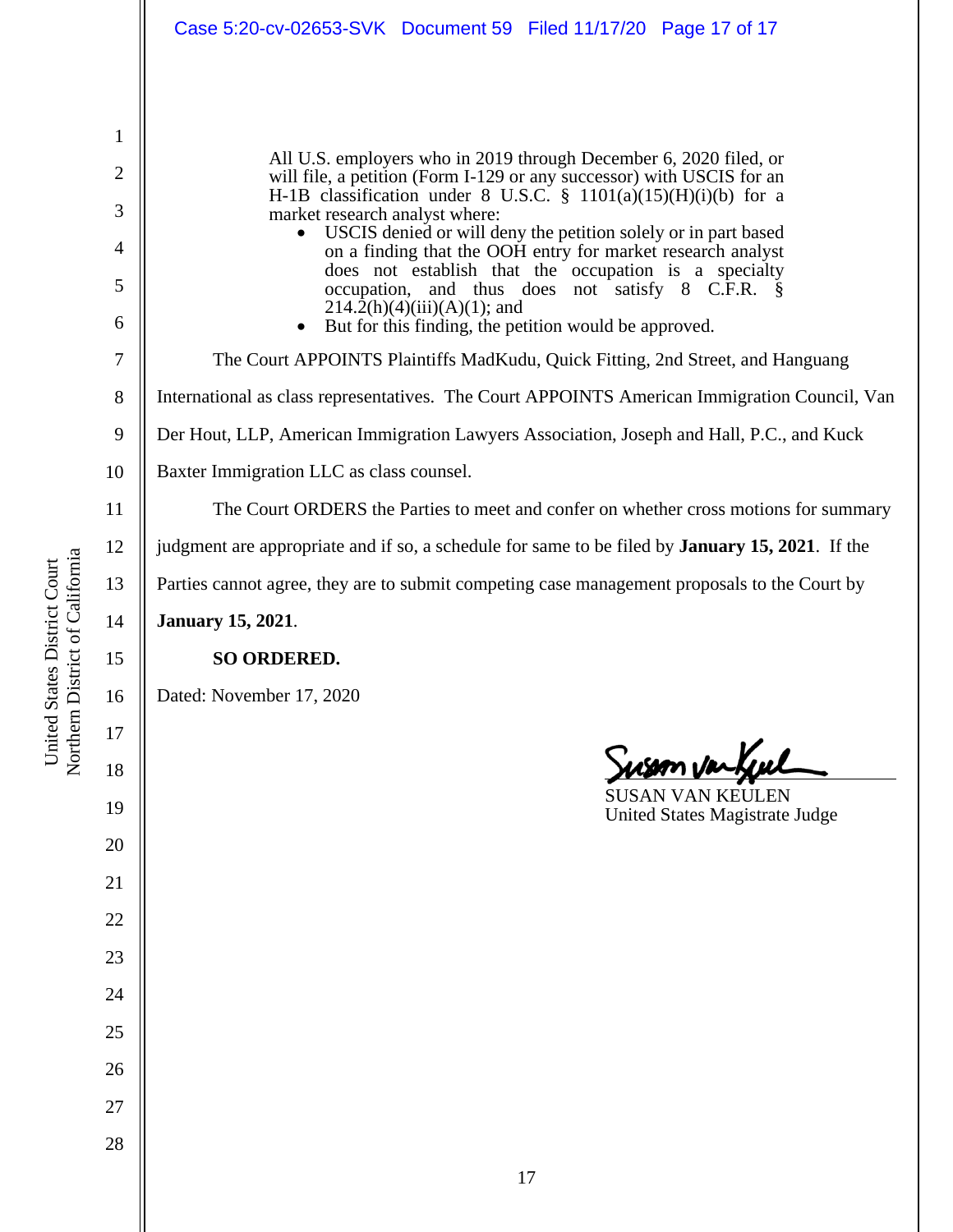> All U.S. employers who in 2019 through December 6, 2020 filed, or will file, a petition (Form I-129 or any successor) with USCIS for an H-1B classification under 8 U.S.C. § 1101(a)(15)(H)(i)(b) for a market research analyst where:
>
> - USCIS denied or will deny the petition solely or in part based on a finding that the OOH entry for market research analyst does not establish that the occupation is a specialty occupation, and thus does not satisfy 8 C.F.R. § 214.2(h)(4)(iii)(A)(1); and
> - But for this finding, the petition would be approved.

The Court APPOINTS Plaintiffs MadKudu, Quick Fitting, 2nd Street, and Hanguang International as class representatives. The Court APPOINTS American Immigration Council, Van Der Hout, LLP, American Immigration Lawyers Association, Joseph and Hall, P.C., and Kuck Baxter Immigration LLC as class counsel.

The Court ORDERS the Parties to meet and confer on whether cross motions for summary judgment are appropriate and if so, a schedule for same to be filed by **January 15, 2021**. If the Parties cannot agree, they are to submit competing case management proposals to the Court by **January 15, 2021**.

**SO ORDERED.**

Dated: November 17, 2020

SUSAN VAN KEULEN
United States Magistrate Judge